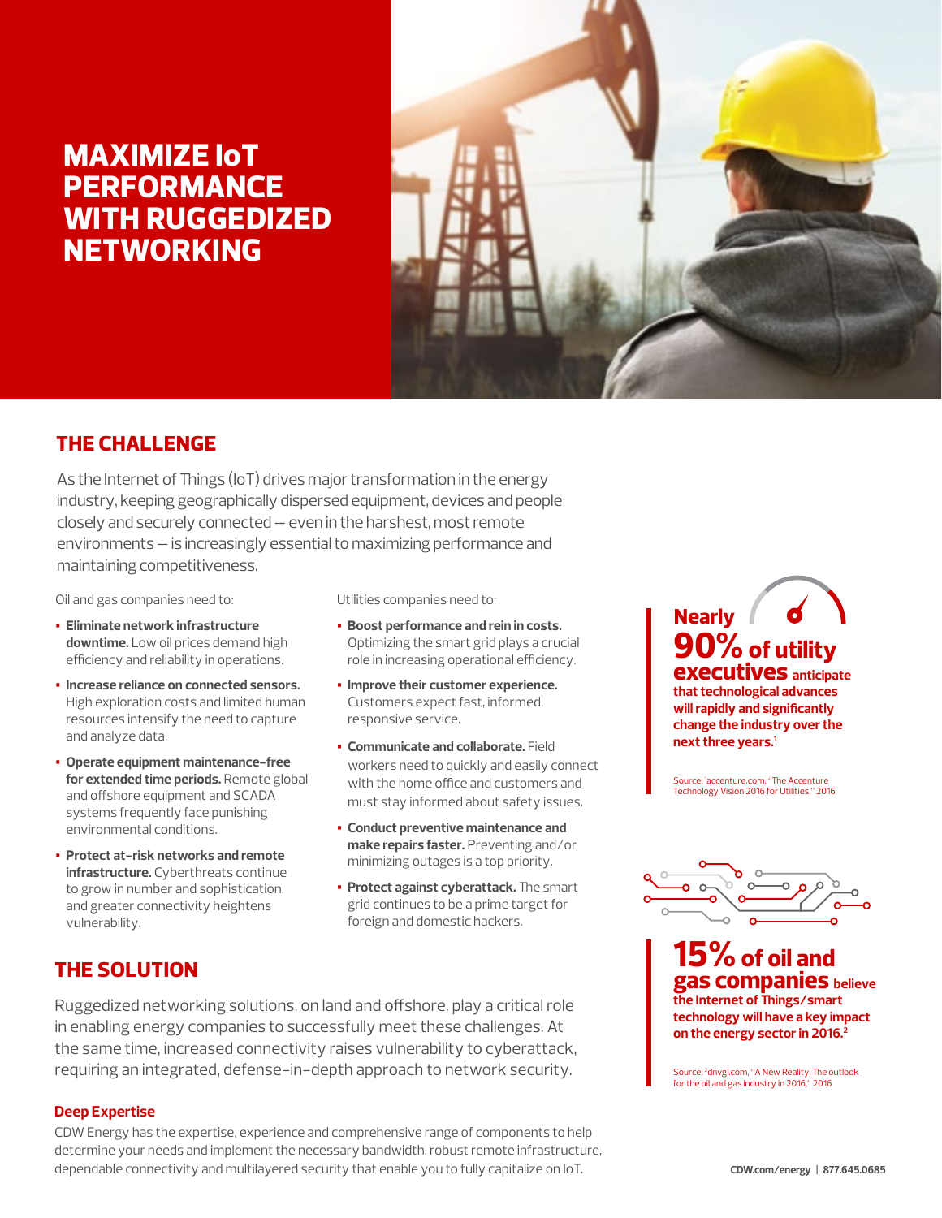# MAXIMIZE IoT PERFORMANCE WITH RUGGEDIZED NETWORKING

## THE CHALLENGE

As the Internet of Things (IoT) drives major transformation in the energy industry, keeping geographically dispersed equipment, devices and people closely and securely connected — even in the harshest, most remote environments — is increasingly essential to maximizing performance and maintaining competitiveness.

Oil and gas companies need to:

- **Eliminate network infrastructure downtime.** Low oil prices demand high efficiency and reliability in operations.
- **Increase reliance on connected sensors.** High exploration costs and limited human resources intensify the need to capture and analyze data.
- **Operate equipment maintenance-free for extended time periods.** Remote global and offshore equipment and SCADA systems frequently face punishing environmental conditions.
- **Protect at-risk networks and remote infrastructure.** Cyberthreats continue to grow in number and sophistication, and greater connectivity heightens vulnerability.

Utilities companies need to:

- **Boost performance and rein in costs.** Optimizing the smart grid plays a crucial role in increasing operational efficiency.
- **Improve their customer experience.** Customers expect fast, informed, responsive service.
- **Communicate and collaborate.** Field workers need to quickly and easily connect with the home office and customers and must stay informed about safety issues.
- **Conduct preventive maintenance and make repairs faster.** Preventing and/or minimizing outages is a top priority.
- **Protect against cyberattack.** The smart grid continues to be a prime target for foreign and domestic hackers.

**Nearly 90% of utility executives anticipate that technological advances will rapidly and significantly change the industry over the next three years.**[1]

Source: [1]accenture.com, "The Accenture Technology Vision 2016 for Utilities," 2016

**15% of oil and gas companies believe the Internet of Things/smart technology will have a key impact on the energy sector in 2016.**[2]

Source: [2]dnvgl.com, "A New Reality: The outlook for the oil and gas industry in 2016," 2016

## THE SOLUTION

Ruggedized networking solutions, on land and offshore, play a critical role in enabling energy companies to successfully meet these challenges. At the same time, increased connectivity raises vulnerability to cyberattack, requiring an integrated, defense-in-depth approach to network security.

### Deep Expertise

CDW Energy has the expertise, experience and comprehensive range of components to help determine your needs and implement the necessary bandwidth, robust remote infrastructure, dependable connectivity and multilayered security that enable you to fully capitalize on IoT.

CDW.com/energy | 877.645.0685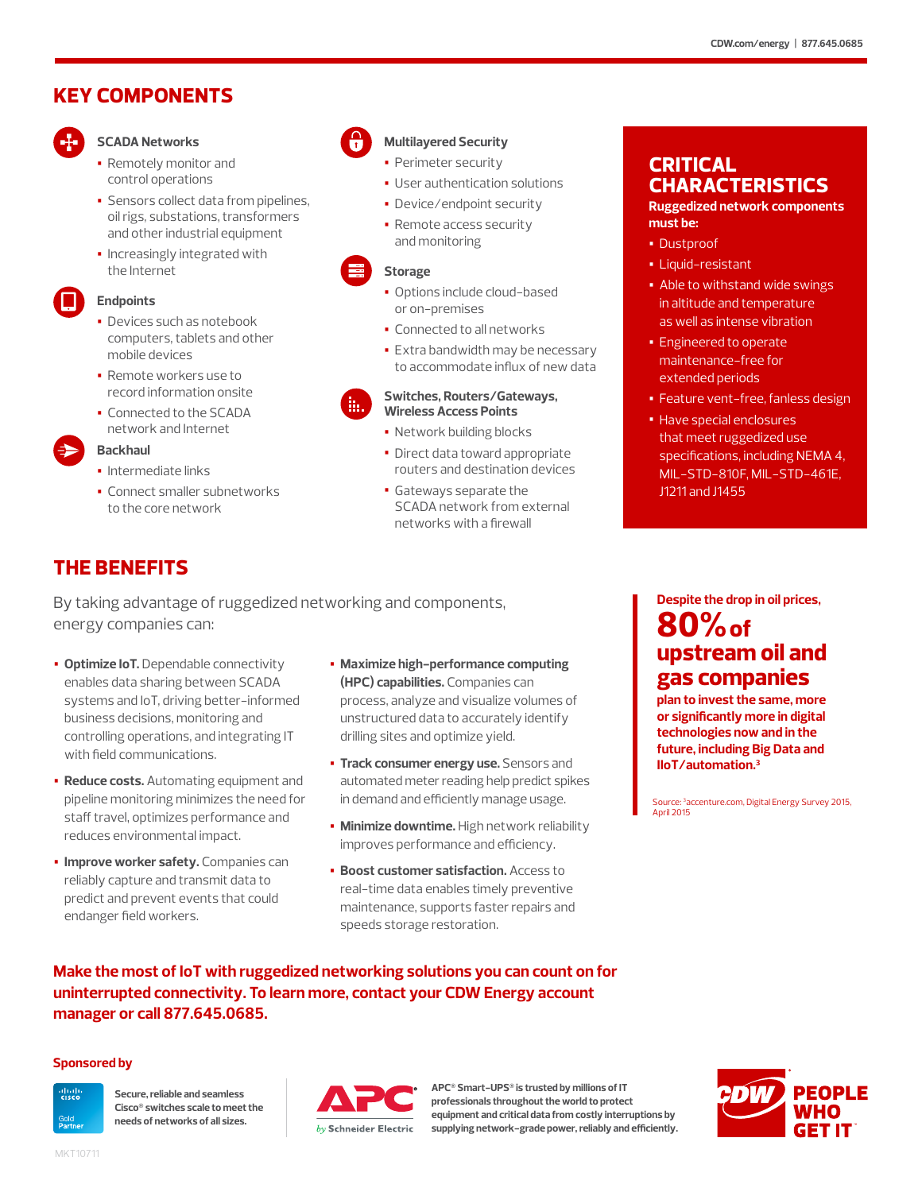## KEY COMPONENTS

### SCADA Networks

- Remotely monitor and control operations
- Sensors collect data from pipelines, oil rigs, substations, transformers and other industrial equipment
- Increasingly integrated with the Internet

### Endpoints

- Devices such as notebook computers, tablets and other mobile devices
- Remote workers use to record information onsite
- Connected to the SCADA network and Internet

### Backhaul

- Intermediate links
- Connect smaller subnetworks to the core network

### Multilayered Security

- Perimeter security
- User authentication solutions
- Device/endpoint security
- Remote access security and monitoring

### Storage

- Options include cloud-based or on-premises
- Connected to all networks
- Extra bandwidth may be necessary to accommodate influx of new data

### Switches, Routers/Gateways, Wireless Access Points

- Network building blocks
- Direct data toward appropriate routers and destination devices
- Gateways separate the SCADA network from external networks with a firewall

## CRITICAL CHARACTERISTICS

**Ruggedized network components must be:**

- Dustproof
- Liquid-resistant
- Able to withstand wide swings in altitude and temperature as well as intense vibration
- Engineered to operate maintenance-free for extended periods
- Feature vent-free, fanless design
- Have special enclosures that meet ruggedized use specifications, including NEMA 4, MIL-STD-810F, MIL-STD-461E, J1211 and J1455

## THE BENEFITS

By taking advantage of ruggedized networking and components, energy companies can:

- **Optimize IoT.** Dependable connectivity enables data sharing between SCADA systems and IoT, driving better-informed business decisions, monitoring and controlling operations, and integrating IT with field communications.
- **Reduce costs.** Automating equipment and pipeline monitoring minimizes the need for staff travel, optimizes performance and reduces environmental impact.
- **Improve worker safety.** Companies can reliably capture and transmit data to predict and prevent events that could endanger field workers.
- **Maximize high-performance computing (HPC) capabilities.** Companies can process, analyze and visualize volumes of unstructured data to accurately identify drilling sites and optimize yield.
- **Track consumer energy use.** Sensors and automated meter reading help predict spikes in demand and efficiently manage usage.
- **Minimize downtime.** High network reliability improves performance and efficiency.
- **Boost customer satisfaction.** Access to real-time data enables timely preventive maintenance, supports faster repairs and speeds storage restoration.

**Despite the drop in oil prices, 80% of upstream oil and gas companies plan to invest the same, more or significantly more in digital technologies now and in the future, including Big Data and IIoT/automation.[3]**

Source: [3]accenture.com, Digital Energy Survey 2015, April 2015

**Make the most of IoT with ruggedized networking solutions you can count on for uninterrupted connectivity. To learn more, contact your CDW Energy account manager or call 877.645.0685.**

**Sponsored by**

Cisco Gold Partner — Secure, reliable and seamless Cisco® switches scale to meet the needs of networks of all sizes.

APC by Schneider Electric — APC® Smart-UPS® is trusted by millions of IT professionals throughout the world to protect equipment and critical data from costly interruptions by supplying network-grade power, reliably and efficiently.

CDW — PEOPLE WHO GET IT

MKT10711